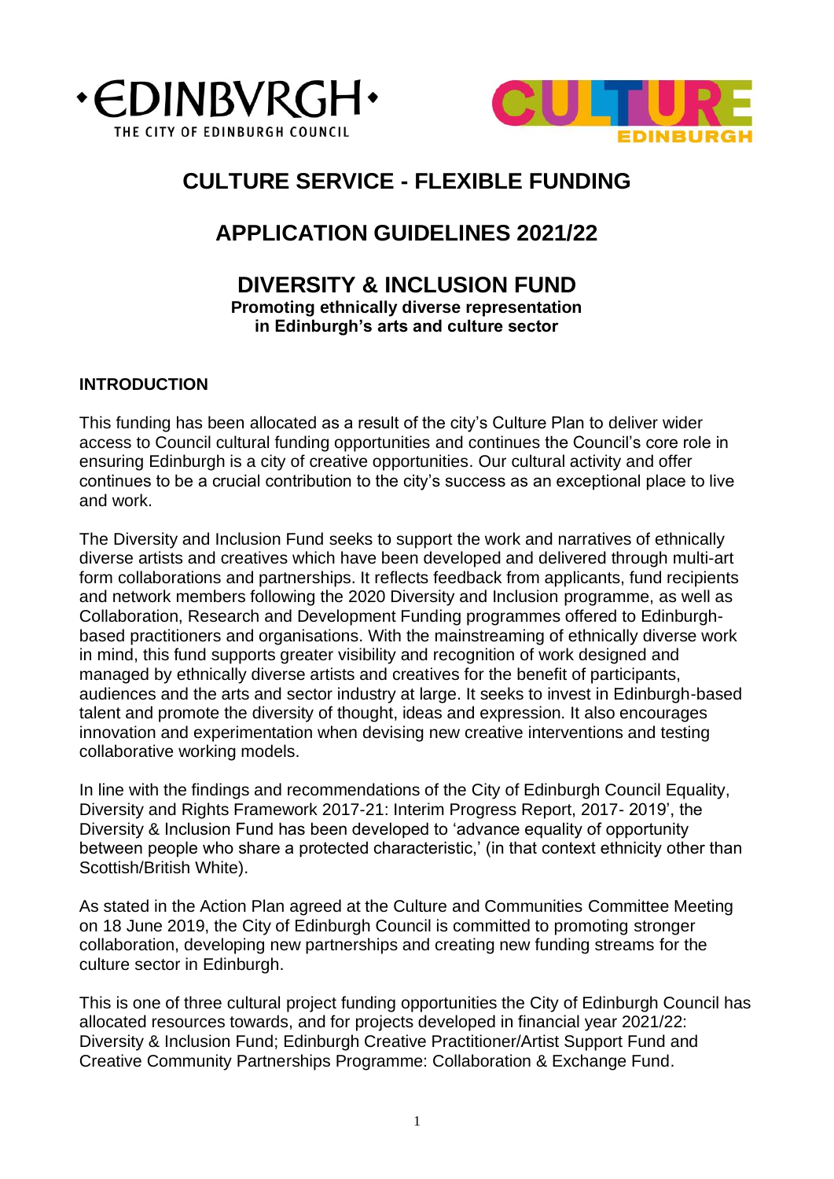# CULTURE SERVICE - FLEXIBLE FUNDING

# APPLICATION GUIDELINES 2021/22

## DIVERSITY & INCLUSION FUND

**Promoting ethnically diverse representation in Edinburgh's arts and culture sector**

### INTRODUCTION

This funding has been allocated as a result of the city's Culture Plan to deliver wider access to Council cultural funding opportunities and continues the Council's core role in ensuring Edinburgh is a city of creative opportunities. Our cultural activity and offer continues to be a crucial contribution to the city's success as an exceptional place to live and work.

The Diversity and Inclusion Fund seeks to support the work and narratives of ethnically diverse artists and creatives which have been developed and delivered through multi-art form collaborations and partnerships. It reflects feedback from applicants, fund recipients and network members following the 2020 Diversity and Inclusion programme, as well as Collaboration, Research and Development Funding programmes offered to Edinburgh-based practitioners and organisations. With the mainstreaming of ethnically diverse work in mind, this fund supports greater visibility and recognition of work designed and managed by ethnically diverse artists and creatives for the benefit of participants, audiences and the arts and sector industry at large. It seeks to invest in Edinburgh-based talent and promote the diversity of thought, ideas and expression. It also encourages innovation and experimentation when devising new creative interventions and testing collaborative working models.

In line with the findings and recommendations of the City of Edinburgh Council Equality, Diversity and Rights Framework 2017-21: Interim Progress Report, 2017- 2019', the Diversity & Inclusion Fund has been developed to 'advance equality of opportunity between people who share a protected characteristic,' (in that context ethnicity other than Scottish/British White).

As stated in the Action Plan agreed at the Culture and Communities Committee Meeting on 18 June 2019, the City of Edinburgh Council is committed to promoting stronger collaboration, developing new partnerships and creating new funding streams for the culture sector in Edinburgh.

This is one of three cultural project funding opportunities the City of Edinburgh Council has allocated resources towards, and for projects developed in financial year 2021/22: Diversity & Inclusion Fund; Edinburgh Creative Practitioner/Artist Support Fund and Creative Community Partnerships Programme: Collaboration & Exchange Fund.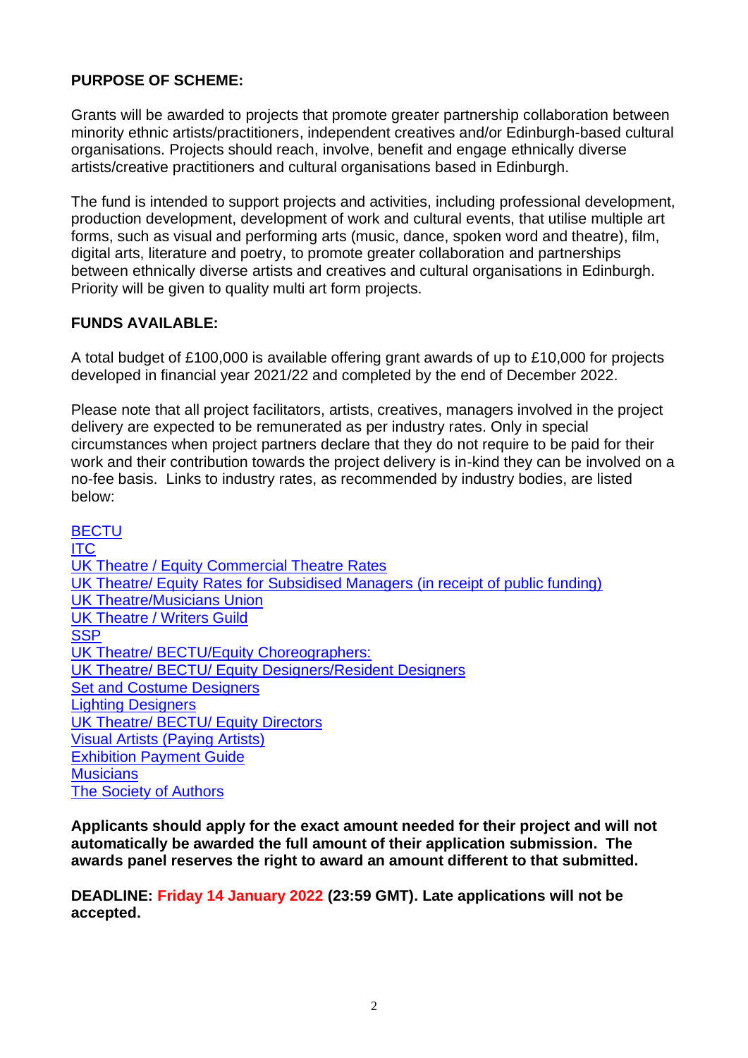**PURPOSE OF SCHEME:**

Grants will be awarded to projects that promote greater partnership collaboration between minority ethnic artists/practitioners, independent creatives and/or Edinburgh-based cultural organisations. Projects should reach, involve, benefit and engage ethnically diverse artists/creative practitioners and cultural organisations based in Edinburgh.

The fund is intended to support projects and activities, including professional development, production development, development of work and cultural events, that utilise multiple art forms, such as visual and performing arts (music, dance, spoken word and theatre), film, digital arts, literature and poetry, to promote greater collaboration and partnerships between ethnically diverse artists and creatives and cultural organisations in Edinburgh. Priority will be given to quality multi art form projects.

**FUNDS AVAILABLE:**

A total budget of £100,000 is available offering grant awards of up to £10,000 for projects developed in financial year 2021/22 and completed by the end of December 2022.

Please note that all project facilitators, artists, creatives, managers involved in the project delivery are expected to be remunerated as per industry rates. Only in special circumstances when project partners declare that they do not require to be paid for their work and their contribution towards the project delivery is in-kind they can be involved on a no-fee basis. Links to industry rates, as recommended by industry bodies, are listed below:

BECTU
ITC
UK Theatre / Equity Commercial Theatre Rates
UK Theatre/ Equity Rates for Subsidised Managers (in receipt of public funding)
UK Theatre/Musicians Union
UK Theatre / Writers Guild
SSP
UK Theatre/ BECTU/Equity Choreographers:
UK Theatre/ BECTU/ Equity Designers/Resident Designers
Set and Costume Designers
Lighting Designers
UK Theatre/ BECTU/ Equity Directors
Visual Artists (Paying Artists)
Exhibition Payment Guide
Musicians
The Society of Authors

**Applicants should apply for the exact amount needed for their project and will not automatically be awarded the full amount of their application submission. The awards panel reserves the right to award an amount different to that submitted.**

**DEADLINE: Friday 14 January 2022 (23:59 GMT). Late applications will not be accepted.**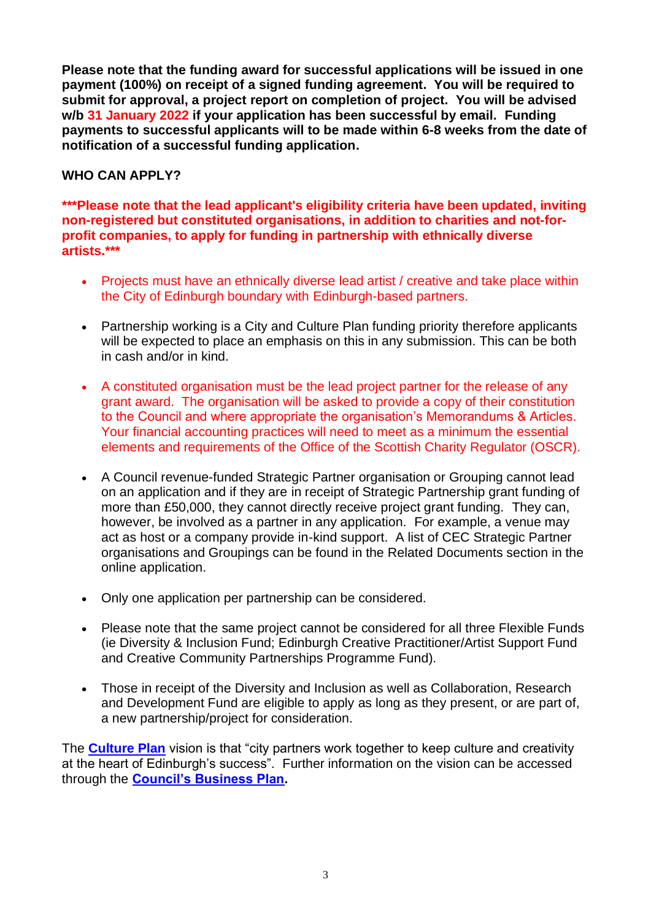**Please note that the funding award for successful applications will be issued in one payment (100%) on receipt of a signed funding agreement. You will be required to submit for approval, a project report on completion of project. You will be advised w/b 31 January 2022 if your application has been successful by email. Funding payments to successful applicants will to be made within 6-8 weeks from the date of notification of a successful funding application.**

**WHO CAN APPLY?**

**\*\*\*Please note that the lead applicant's eligibility criteria have been updated, inviting non-registered but constituted organisations, in addition to charities and not-for-profit companies, to apply for funding in partnership with ethnically diverse artists.\*\*\***

- Projects must have an ethnically diverse lead artist / creative and take place within the City of Edinburgh boundary with Edinburgh-based partners.

- Partnership working is a City and Culture Plan funding priority therefore applicants will be expected to place an emphasis on this in any submission. This can be both in cash and/or in kind.

- A constituted organisation must be the lead project partner for the release of any grant award. The organisation will be asked to provide a copy of their constitution to the Council and where appropriate the organisation's Memorandums & Articles. Your financial accounting practices will need to meet as a minimum the essential elements and requirements of the Office of the Scottish Charity Regulator (OSCR).

- A Council revenue-funded Strategic Partner organisation or Grouping cannot lead on an application and if they are in receipt of Strategic Partnership grant funding of more than £50,000, they cannot directly receive project grant funding. They can, however, be involved as a partner in any application. For example, a venue may act as host or a company provide in-kind support. A list of CEC Strategic Partner organisations and Groupings can be found in the Related Documents section in the online application.

- Only one application per partnership can be considered.

- Please note that the same project cannot be considered for all three Flexible Funds (ie Diversity & Inclusion Fund; Edinburgh Creative Practitioner/Artist Support Fund and Creative Community Partnerships Programme Fund).

- Those in receipt of the Diversity and Inclusion as well as Collaboration, Research and Development Fund are eligible to apply as long as they present, or are part of, a new partnership/project for consideration.

The **Culture Plan** vision is that "city partners work together to keep culture and creativity at the heart of Edinburgh's success". Further information on the vision can be accessed through the **Council's Business Plan.**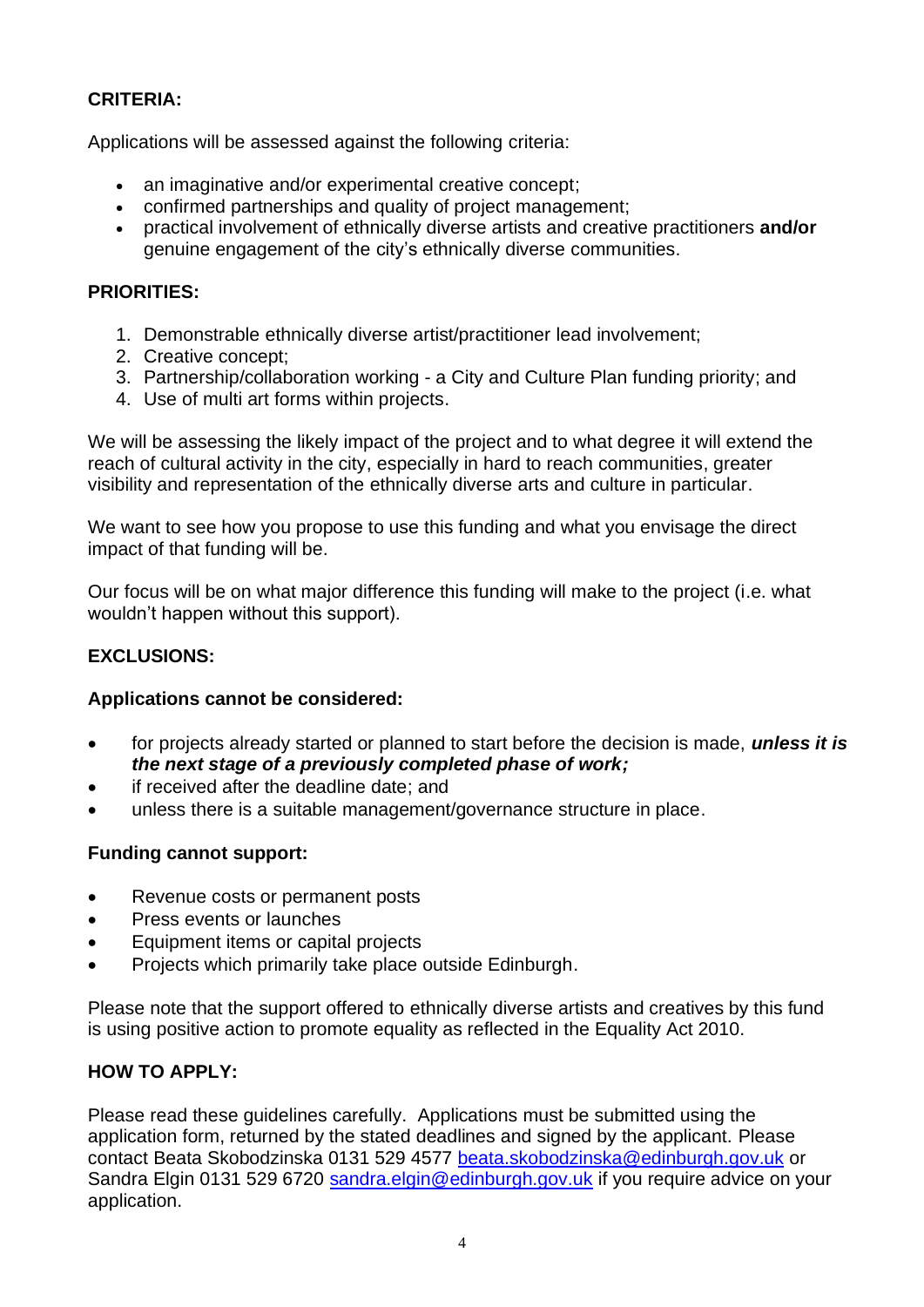## CRITERIA:

Applications will be assessed against the following criteria:

- an imaginative and/or experimental creative concept;
- confirmed partnerships and quality of project management;
- practical involvement of ethnically diverse artists and creative practitioners **and/or** genuine engagement of the city's ethnically diverse communities.

## PRIORITIES:

1. Demonstrable ethnically diverse artist/practitioner lead involvement;
2. Creative concept;
3. Partnership/collaboration working - a City and Culture Plan funding priority; and
4. Use of multi art forms within projects.

We will be assessing the likely impact of the project and to what degree it will extend the reach of cultural activity in the city, especially in hard to reach communities, greater visibility and representation of the ethnically diverse arts and culture in particular.

We want to see how you propose to use this funding and what you envisage the direct impact of that funding will be.

Our focus will be on what major difference this funding will make to the project (i.e. what wouldn't happen without this support).

## EXCLUSIONS:

### Applications cannot be considered:

- for projects already started or planned to start before the decision is made, ***unless it is the next stage of a previously completed phase of work;***
- if received after the deadline date; and
- unless there is a suitable management/governance structure in place.

### Funding cannot support:

- Revenue costs or permanent posts
- Press events or launches
- Equipment items or capital projects
- Projects which primarily take place outside Edinburgh.

Please note that the support offered to ethnically diverse artists and creatives by this fund is using positive action to promote equality as reflected in the Equality Act 2010.

## HOW TO APPLY:

Please read these guidelines carefully. Applications must be submitted using the application form, returned by the stated deadlines and signed by the applicant. Please contact Beata Skobodzinska 0131 529 4577 beata.skobodzinska@edinburgh.gov.uk or Sandra Elgin 0131 529 6720 sandra.elgin@edinburgh.gov.uk if you require advice on your application.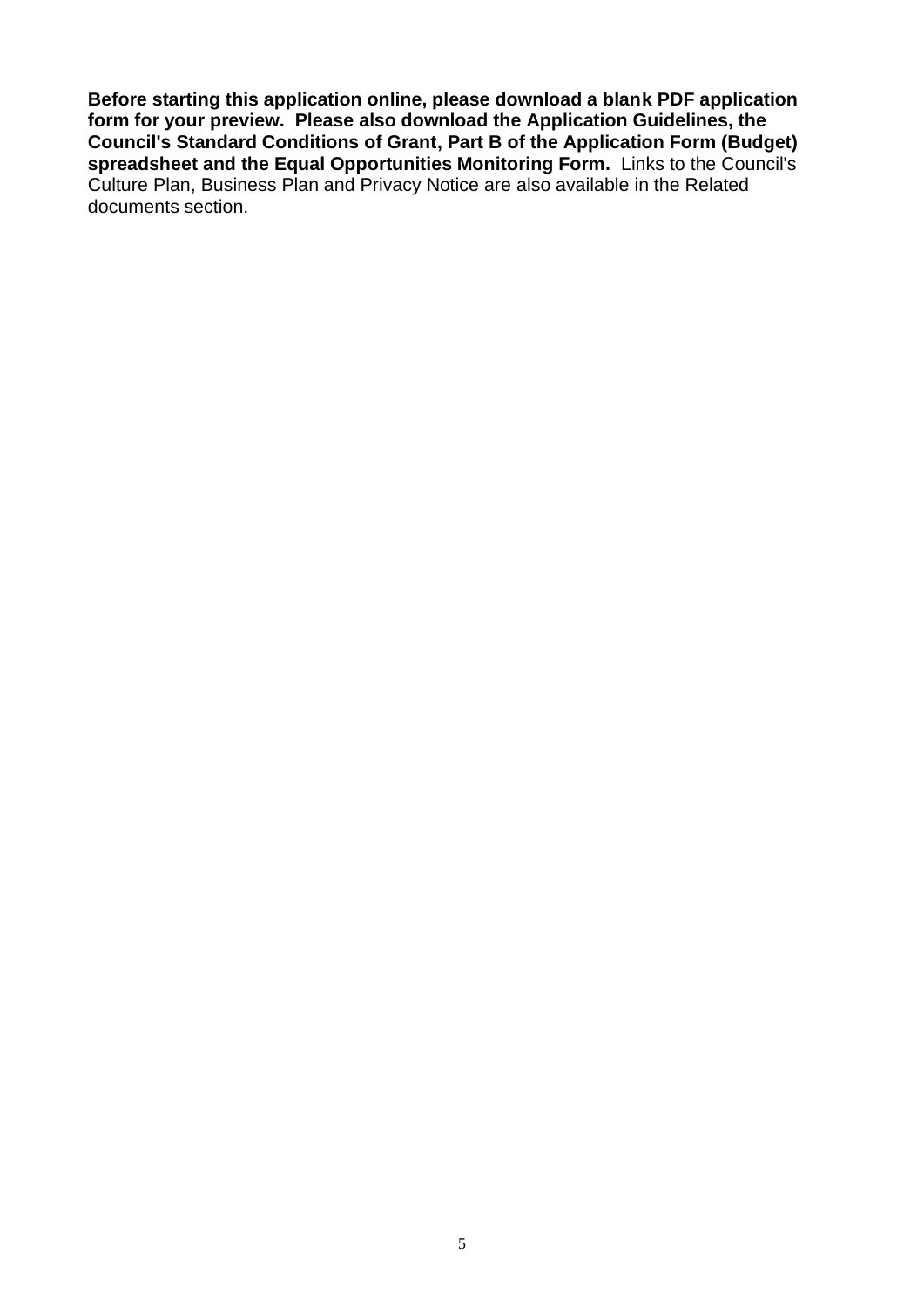**Before starting this application online, please download a blank PDF application form for your preview. Please also download the Application Guidelines, the Council's Standard Conditions of Grant, Part B of the Application Form (Budget) spreadsheet and the Equal Opportunities Monitoring Form.** Links to the Council's Culture Plan, Business Plan and Privacy Notice are also available in the Related documents section.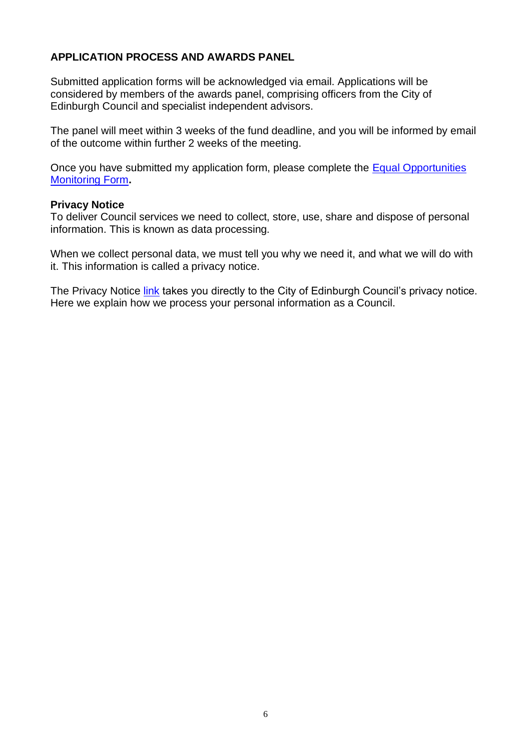**APPLICATION PROCESS AND AWARDS PANEL**

Submitted application forms will be acknowledged via email. Applications will be considered by members of the awards panel, comprising officers from the City of Edinburgh Council and specialist independent advisors.

The panel will meet within 3 weeks of the fund deadline, and you will be informed by email of the outcome within further 2 weeks of the meeting.

Once you have submitted my application form, please complete the Equal Opportunities Monitoring Form**.**

**Privacy Notice**

To deliver Council services we need to collect, store, use, share and dispose of personal information. This is known as data processing.

When we collect personal data, we must tell you why we need it, and what we will do with it. This information is called a privacy notice.

The Privacy Notice link takes you directly to the City of Edinburgh Council's privacy notice. Here we explain how we process your personal information as a Council.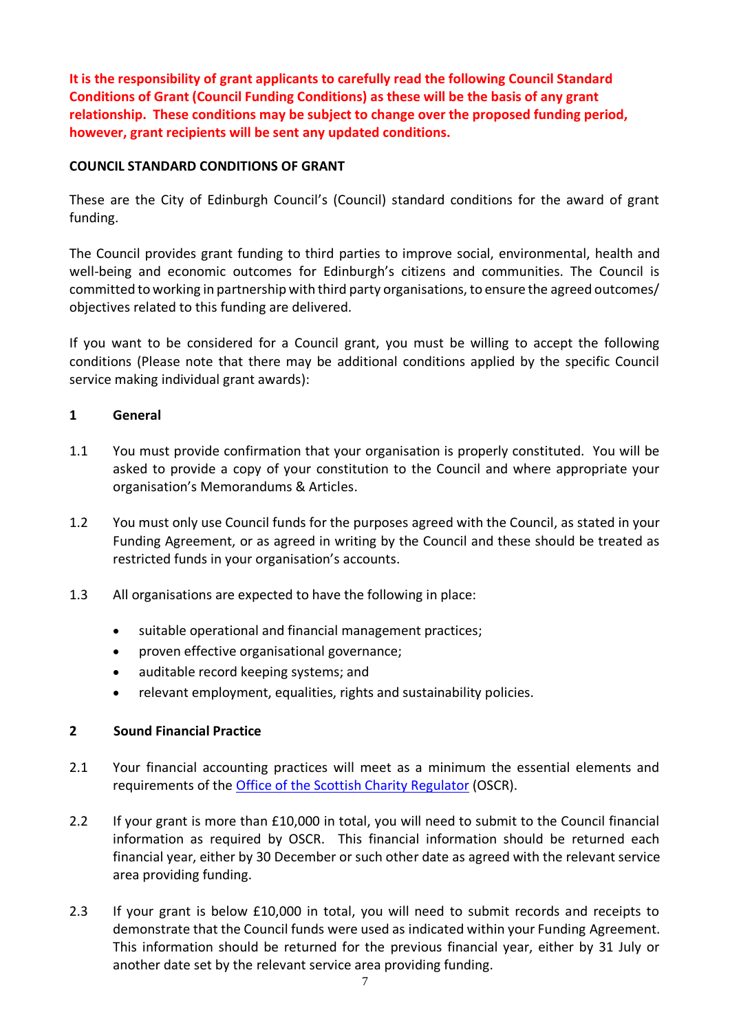**It is the responsibility of grant applicants to carefully read the following Council Standard Conditions of Grant (Council Funding Conditions) as these will be the basis of any grant relationship. These conditions may be subject to change over the proposed funding period, however, grant recipients will be sent any updated conditions.**

**COUNCIL STANDARD CONDITIONS OF GRANT**

These are the City of Edinburgh Council's (Council) standard conditions for the award of grant funding.

The Council provides grant funding to third parties to improve social, environmental, health and well-being and economic outcomes for Edinburgh's citizens and communities. The Council is committed to working in partnership with third party organisations, to ensure the agreed outcomes/ objectives related to this funding are delivered.

If you want to be considered for a Council grant, you must be willing to accept the following conditions (Please note that there may be additional conditions applied by the specific Council service making individual grant awards):

## 1 General

1.1 You must provide confirmation that your organisation is properly constituted. You will be asked to provide a copy of your constitution to the Council and where appropriate your organisation's Memorandums & Articles.

1.2 You must only use Council funds for the purposes agreed with the Council, as stated in your Funding Agreement, or as agreed in writing by the Council and these should be treated as restricted funds in your organisation's accounts.

1.3 All organisations are expected to have the following in place:

- suitable operational and financial management practices;
- proven effective organisational governance;
- auditable record keeping systems; and
- relevant employment, equalities, rights and sustainability policies.

## 2 Sound Financial Practice

2.1 Your financial accounting practices will meet as a minimum the essential elements and requirements of the Office of the Scottish Charity Regulator (OSCR).

2.2 If your grant is more than £10,000 in total, you will need to submit to the Council financial information as required by OSCR. This financial information should be returned each financial year, either by 30 December or such other date as agreed with the relevant service area providing funding.

2.3 If your grant is below £10,000 in total, you will need to submit records and receipts to demonstrate that the Council funds were used as indicated within your Funding Agreement. This information should be returned for the previous financial year, either by 31 July or another date set by the relevant service area providing funding.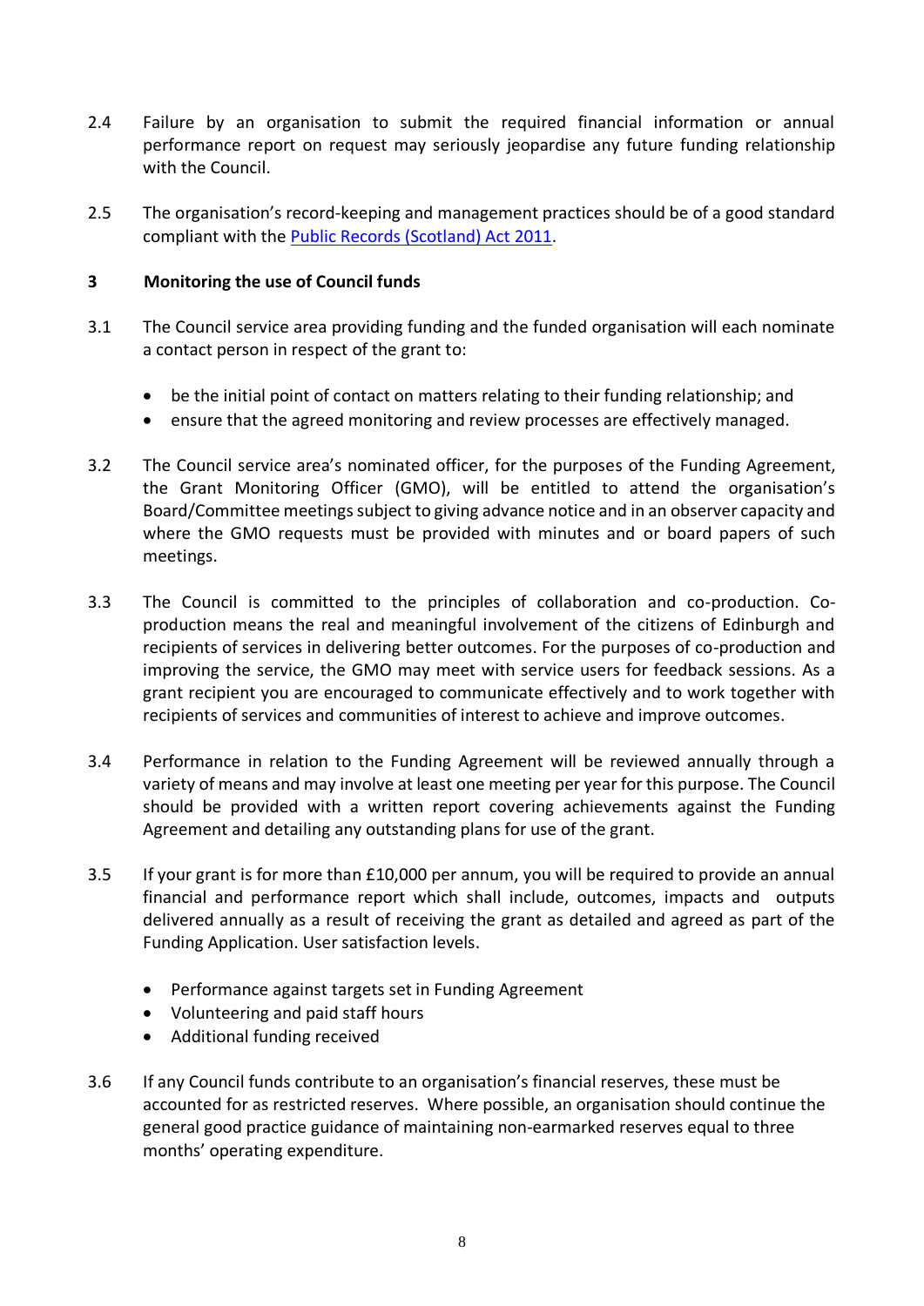2.4 Failure by an organisation to submit the required financial information or annual performance report on request may seriously jeopardise any future funding relationship with the Council.

2.5 The organisation's record-keeping and management practices should be of a good standard compliant with the [Public Records (Scotland) Act 2011](Public Records (Scotland) Act 2011).

## 3 Monitoring the use of Council funds

3.1 The Council service area providing funding and the funded organisation will each nominate a contact person in respect of the grant to:

- be the initial point of contact on matters relating to their funding relationship; and
- ensure that the agreed monitoring and review processes are effectively managed.

3.2 The Council service area's nominated officer, for the purposes of the Funding Agreement, the Grant Monitoring Officer (GMO), will be entitled to attend the organisation's Board/Committee meetings subject to giving advance notice and in an observer capacity and where the GMO requests must be provided with minutes and or board papers of such meetings.

3.3 The Council is committed to the principles of collaboration and co-production. Co-production means the real and meaningful involvement of the citizens of Edinburgh and recipients of services in delivering better outcomes. For the purposes of co-production and improving the service, the GMO may meet with service users for feedback sessions. As a grant recipient you are encouraged to communicate effectively and to work together with recipients of services and communities of interest to achieve and improve outcomes.

3.4 Performance in relation to the Funding Agreement will be reviewed annually through a variety of means and may involve at least one meeting per year for this purpose. The Council should be provided with a written report covering achievements against the Funding Agreement and detailing any outstanding plans for use of the grant.

3.5 If your grant is for more than £10,000 per annum, you will be required to provide an annual financial and performance report which shall include, outcomes, impacts and outputs delivered annually as a result of receiving the grant as detailed and agreed as part of the Funding Application. User satisfaction levels.

- Performance against targets set in Funding Agreement
- Volunteering and paid staff hours
- Additional funding received

3.6 If any Council funds contribute to an organisation's financial reserves, these must be accounted for as restricted reserves. Where possible, an organisation should continue the general good practice guidance of maintaining non-earmarked reserves equal to three months' operating expenditure.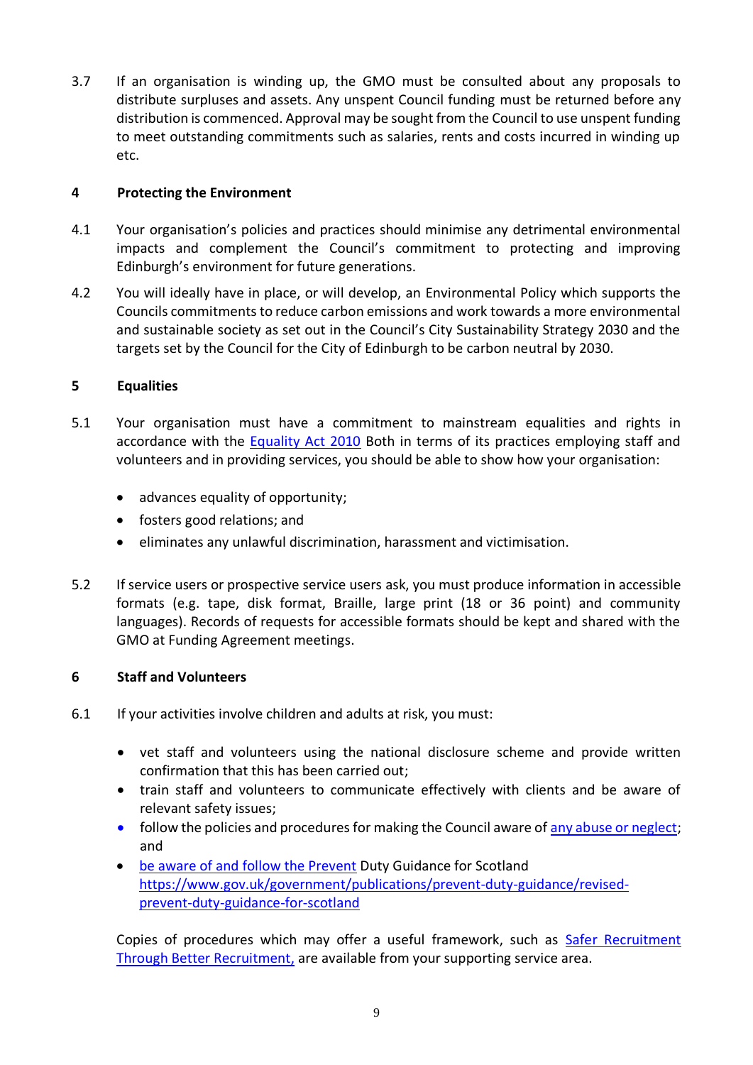3.7 If an organisation is winding up, the GMO must be consulted about any proposals to distribute surpluses and assets. Any unspent Council funding must be returned before any distribution is commenced. Approval may be sought from the Council to use unspent funding to meet outstanding commitments such as salaries, rents and costs incurred in winding up etc.

## 4 Protecting the Environment

4.1 Your organisation's policies and practices should minimise any detrimental environmental impacts and complement the Council's commitment to protecting and improving Edinburgh's environment for future generations.

4.2 You will ideally have in place, or will develop, an Environmental Policy which supports the Councils commitments to reduce carbon emissions and work towards a more environmental and sustainable society as set out in the Council's City Sustainability Strategy 2030 and the targets set by the Council for the City of Edinburgh to be carbon neutral by 2030.

## 5 Equalities

5.1 Your organisation must have a commitment to mainstream equalities and rights in accordance with the Equality Act 2010 Both in terms of its practices employing staff and volunteers and in providing services, you should be able to show how your organisation:

- advances equality of opportunity;
- fosters good relations; and
- eliminates any unlawful discrimination, harassment and victimisation.

5.2 If service users or prospective service users ask, you must produce information in accessible formats (e.g. tape, disk format, Braille, large print (18 or 36 point) and community languages). Records of requests for accessible formats should be kept and shared with the GMO at Funding Agreement meetings.

## 6 Staff and Volunteers

6.1 If your activities involve children and adults at risk, you must:

- vet staff and volunteers using the national disclosure scheme and provide written confirmation that this has been carried out;
- train staff and volunteers to communicate effectively with clients and be aware of relevant safety issues;
- follow the policies and procedures for making the Council aware of any abuse or neglect; and
- be aware of and follow the Prevent Duty Guidance for Scotland https://www.gov.uk/government/publications/prevent-duty-guidance/revised-prevent-duty-guidance-for-scotland

Copies of procedures which may offer a useful framework, such as Safer Recruitment Through Better Recruitment, are available from your supporting service area.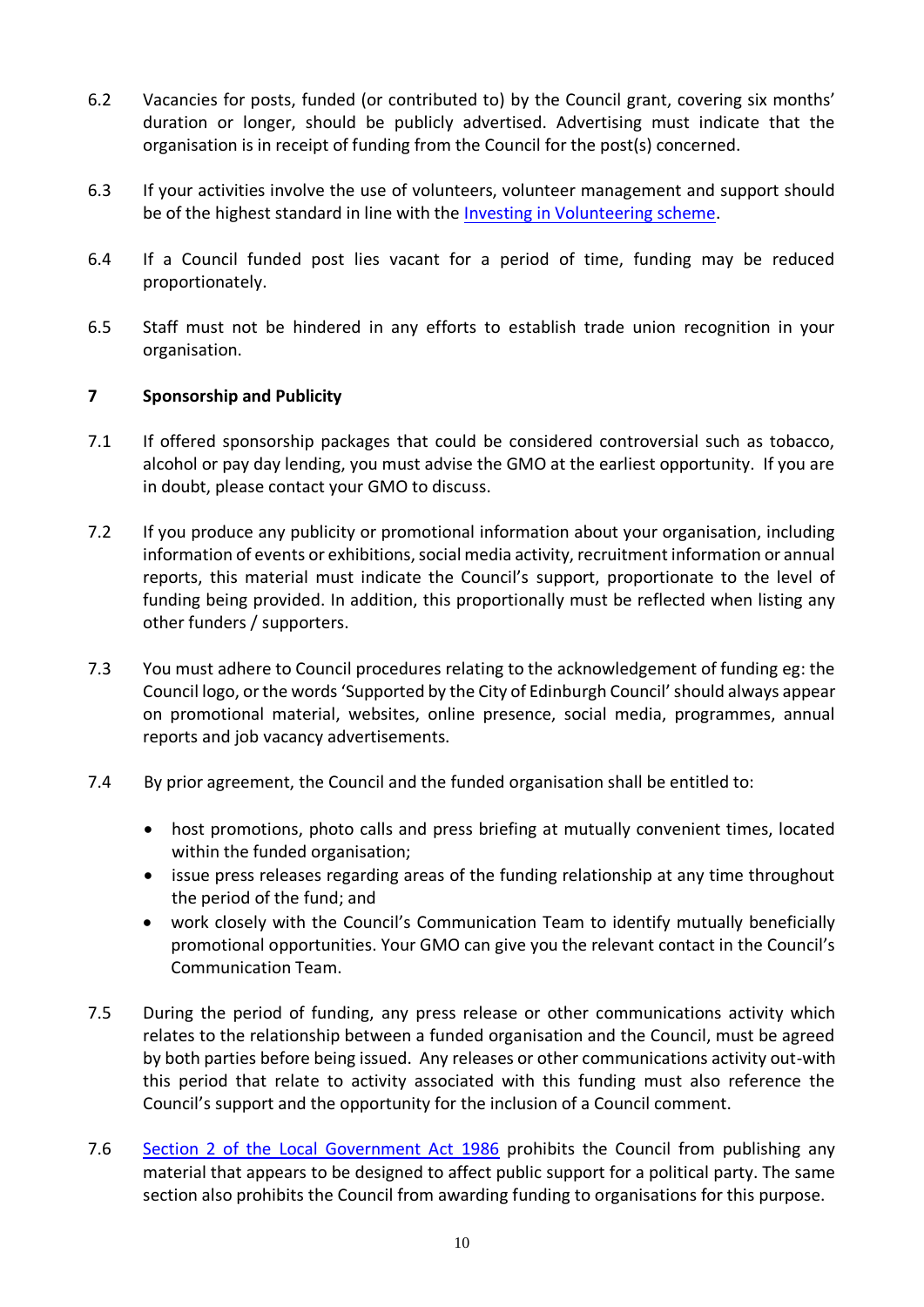6.2 Vacancies for posts, funded (or contributed to) by the Council grant, covering six months' duration or longer, should be publicly advertised. Advertising must indicate that the organisation is in receipt of funding from the Council for the post(s) concerned.

6.3 If your activities involve the use of volunteers, volunteer management and support should be of the highest standard in line with the [Investing in Volunteering scheme](#).

6.4 If a Council funded post lies vacant for a period of time, funding may be reduced proportionately.

6.5 Staff must not be hindered in any efforts to establish trade union recognition in your organisation.

## 7 Sponsorship and Publicity

7.1 If offered sponsorship packages that could be considered controversial such as tobacco, alcohol or pay day lending, you must advise the GMO at the earliest opportunity. If you are in doubt, please contact your GMO to discuss.

7.2 If you produce any publicity or promotional information about your organisation, including information of events or exhibitions, social media activity, recruitment information or annual reports, this material must indicate the Council's support, proportionate to the level of funding being provided. In addition, this proportionally must be reflected when listing any other funders / supporters.

7.3 You must adhere to Council procedures relating to the acknowledgement of funding eg: the Council logo, or the words 'Supported by the City of Edinburgh Council' should always appear on promotional material, websites, online presence, social media, programmes, annual reports and job vacancy advertisements.

7.4 By prior agreement, the Council and the funded organisation shall be entitled to:

- host promotions, photo calls and press briefing at mutually convenient times, located within the funded organisation;
- issue press releases regarding areas of the funding relationship at any time throughout the period of the fund; and
- work closely with the Council's Communication Team to identify mutually beneficially promotional opportunities. Your GMO can give you the relevant contact in the Council's Communication Team.

7.5 During the period of funding, any press release or other communications activity which relates to the relationship between a funded organisation and the Council, must be agreed by both parties before being issued. Any releases or other communications activity out-with this period that relate to activity associated with this funding must also reference the Council's support and the opportunity for the inclusion of a Council comment.

7.6 [Section 2 of the Local Government Act 1986](#) prohibits the Council from publishing any material that appears to be designed to affect public support for a political party. The same section also prohibits the Council from awarding funding to organisations for this purpose.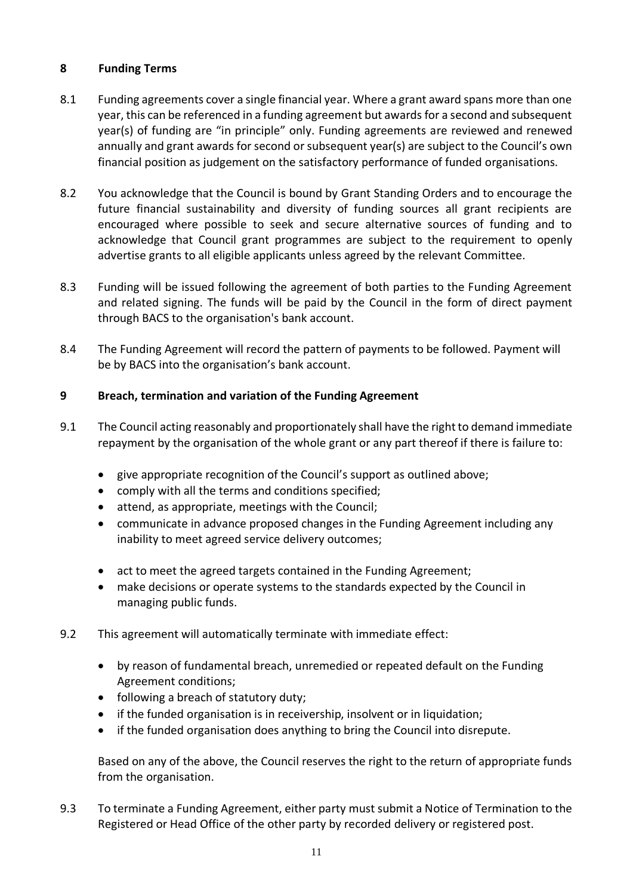## 8 Funding Terms

8.1 Funding agreements cover a single financial year. Where a grant award spans more than one year, this can be referenced in a funding agreement but awards for a second and subsequent year(s) of funding are "in principle" only. Funding agreements are reviewed and renewed annually and grant awards for second or subsequent year(s) are subject to the Council's own financial position as judgement on the satisfactory performance of funded organisations.

8.2 You acknowledge that the Council is bound by Grant Standing Orders and to encourage the future financial sustainability and diversity of funding sources all grant recipients are encouraged where possible to seek and secure alternative sources of funding and to acknowledge that Council grant programmes are subject to the requirement to openly advertise grants to all eligible applicants unless agreed by the relevant Committee.

8.3 Funding will be issued following the agreement of both parties to the Funding Agreement and related signing. The funds will be paid by the Council in the form of direct payment through BACS to the organisation's bank account.

8.4 The Funding Agreement will record the pattern of payments to be followed. Payment will be by BACS into the organisation's bank account.

## 9 Breach, termination and variation of the Funding Agreement

9.1 The Council acting reasonably and proportionately shall have the right to demand immediate repayment by the organisation of the whole grant or any part thereof if there is failure to:

- give appropriate recognition of the Council's support as outlined above;
- comply with all the terms and conditions specified;
- attend, as appropriate, meetings with the Council;
- communicate in advance proposed changes in the Funding Agreement including any inability to meet agreed service delivery outcomes;
- act to meet the agreed targets contained in the Funding Agreement;
- make decisions or operate systems to the standards expected by the Council in managing public funds.

9.2 This agreement will automatically terminate with immediate effect:

- by reason of fundamental breach, unremedied or repeated default on the Funding Agreement conditions;
- following a breach of statutory duty;
- if the funded organisation is in receivership, insolvent or in liquidation;
- if the funded organisation does anything to bring the Council into disrepute.

Based on any of the above, the Council reserves the right to the return of appropriate funds from the organisation.

9.3 To terminate a Funding Agreement, either party must submit a Notice of Termination to the Registered or Head Office of the other party by recorded delivery or registered post.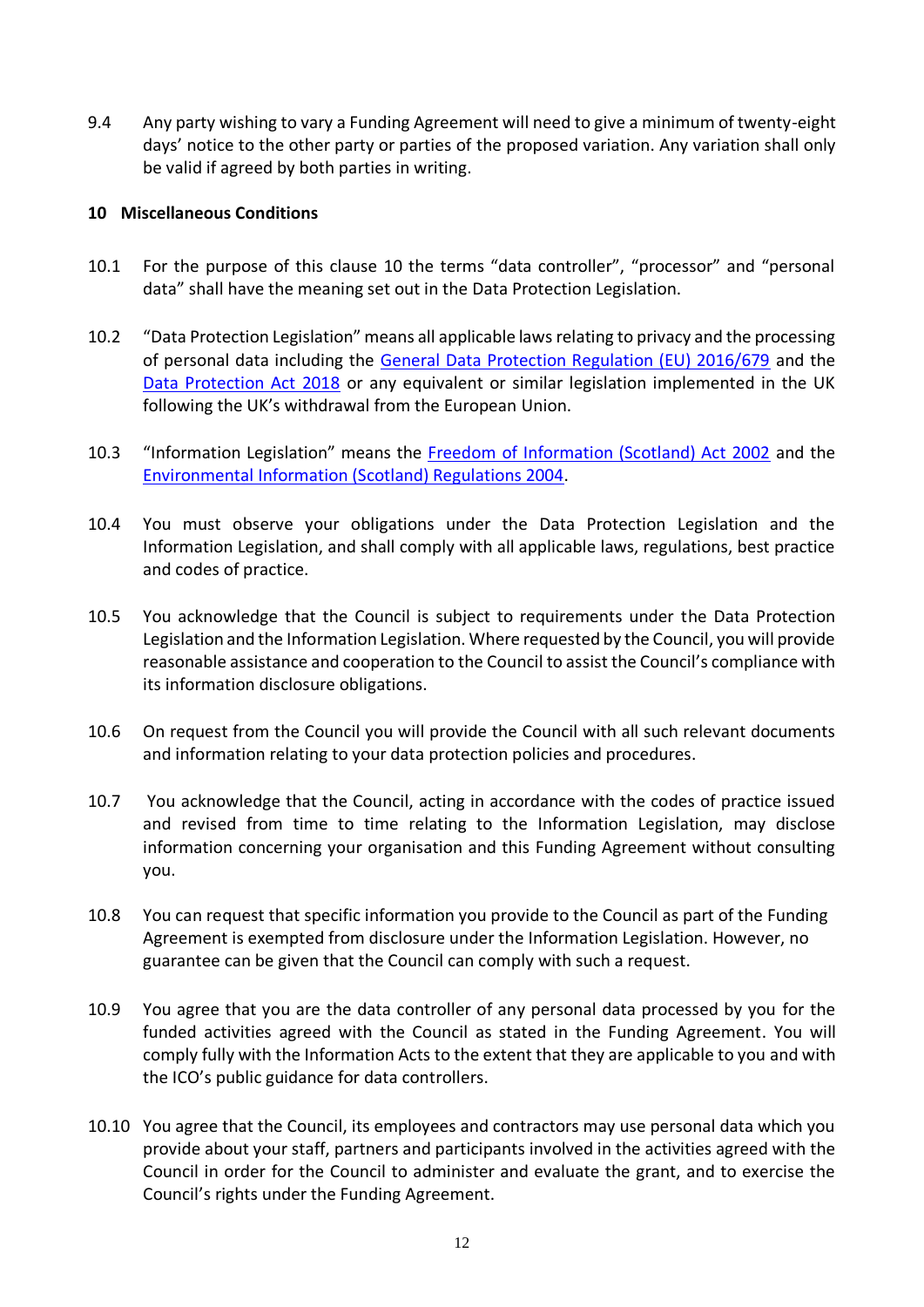9.4 Any party wishing to vary a Funding Agreement will need to give a minimum of twenty-eight days' notice to the other party or parties of the proposed variation. Any variation shall only be valid if agreed by both parties in writing.

## 10 Miscellaneous Conditions

10.1 For the purpose of this clause 10 the terms "data controller", "processor" and "personal data" shall have the meaning set out in the Data Protection Legislation.

10.2 "Data Protection Legislation" means all applicable laws relating to privacy and the processing of personal data including the General Data Protection Regulation (EU) 2016/679 and the Data Protection Act 2018 or any equivalent or similar legislation implemented in the UK following the UK's withdrawal from the European Union.

10.3 "Information Legislation" means the Freedom of Information (Scotland) Act 2002 and the Environmental Information (Scotland) Regulations 2004.

10.4 You must observe your obligations under the Data Protection Legislation and the Information Legislation, and shall comply with all applicable laws, regulations, best practice and codes of practice.

10.5 You acknowledge that the Council is subject to requirements under the Data Protection Legislation and the Information Legislation. Where requested by the Council, you will provide reasonable assistance and cooperation to the Council to assist the Council's compliance with its information disclosure obligations.

10.6 On request from the Council you will provide the Council with all such relevant documents and information relating to your data protection policies and procedures.

10.7 You acknowledge that the Council, acting in accordance with the codes of practice issued and revised from time to time relating to the Information Legislation, may disclose information concerning your organisation and this Funding Agreement without consulting you.

10.8 You can request that specific information you provide to the Council as part of the Funding Agreement is exempted from disclosure under the Information Legislation. However, no guarantee can be given that the Council can comply with such a request.

10.9 You agree that you are the data controller of any personal data processed by you for the funded activities agreed with the Council as stated in the Funding Agreement. You will comply fully with the Information Acts to the extent that they are applicable to you and with the ICO's public guidance for data controllers.

10.10 You agree that the Council, its employees and contractors may use personal data which you provide about your staff, partners and participants involved in the activities agreed with the Council in order for the Council to administer and evaluate the grant, and to exercise the Council's rights under the Funding Agreement.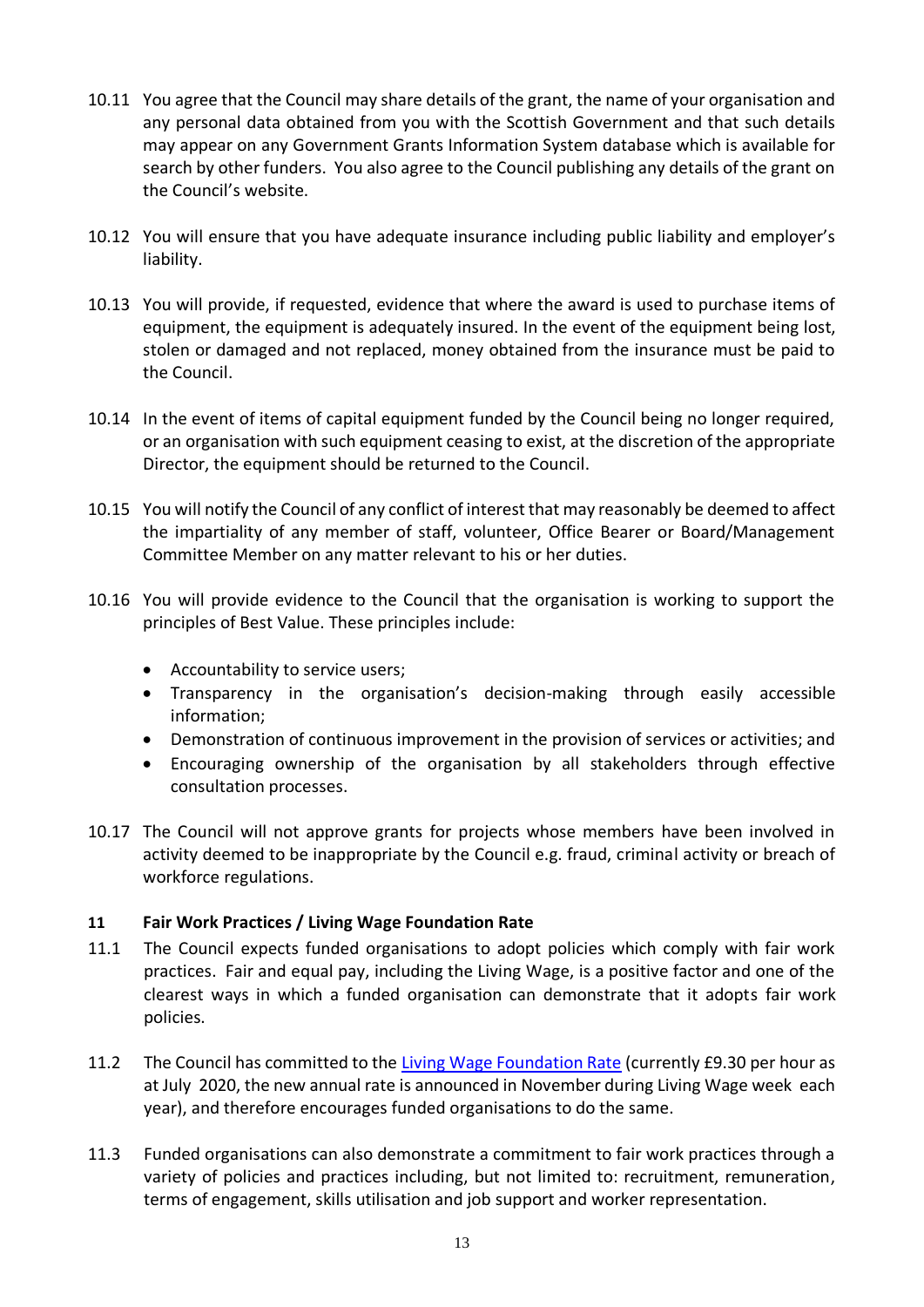10.11 You agree that the Council may share details of the grant, the name of your organisation and any personal data obtained from you with the Scottish Government and that such details may appear on any Government Grants Information System database which is available for search by other funders. You also agree to the Council publishing any details of the grant on the Council's website.

10.12 You will ensure that you have adequate insurance including public liability and employer's liability.

10.13 You will provide, if requested, evidence that where the award is used to purchase items of equipment, the equipment is adequately insured. In the event of the equipment being lost, stolen or damaged and not replaced, money obtained from the insurance must be paid to the Council.

10.14 In the event of items of capital equipment funded by the Council being no longer required, or an organisation with such equipment ceasing to exist, at the discretion of the appropriate Director, the equipment should be returned to the Council.

10.15 You will notify the Council of any conflict of interest that may reasonably be deemed to affect the impartiality of any member of staff, volunteer, Office Bearer or Board/Management Committee Member on any matter relevant to his or her duties.

10.16 You will provide evidence to the Council that the organisation is working to support the principles of Best Value. These principles include:

- Accountability to service users;
- Transparency in the organisation's decision-making through easily accessible information;
- Demonstration of continuous improvement in the provision of services or activities; and
- Encouraging ownership of the organisation by all stakeholders through effective consultation processes.

10.17 The Council will not approve grants for projects whose members have been involved in activity deemed to be inappropriate by the Council e.g. fraud, criminal activity or breach of workforce regulations.

## 11 Fair Work Practices / Living Wage Foundation Rate

11.1 The Council expects funded organisations to adopt policies which comply with fair work practices. Fair and equal pay, including the Living Wage, is a positive factor and one of the clearest ways in which a funded organisation can demonstrate that it adopts fair work policies.

11.2 The Council has committed to the Living Wage Foundation Rate (currently £9.30 per hour as at July 2020, the new annual rate is announced in November during Living Wage week each year), and therefore encourages funded organisations to do the same.

11.3 Funded organisations can also demonstrate a commitment to fair work practices through a variety of policies and practices including, but not limited to: recruitment, remuneration, terms of engagement, skills utilisation and job support and worker representation.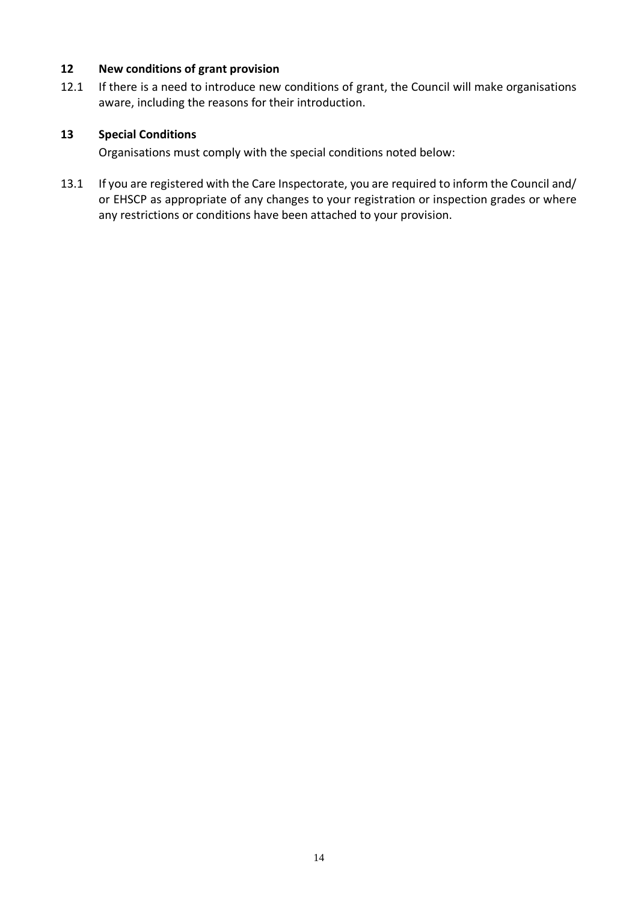## 12 New conditions of grant provision

12.1 If there is a need to introduce new conditions of grant, the Council will make organisations aware, including the reasons for their introduction.

## 13 Special Conditions

Organisations must comply with the special conditions noted below:

13.1 If you are registered with the Care Inspectorate, you are required to inform the Council and/ or EHSCP as appropriate of any changes to your registration or inspection grades or where any restrictions or conditions have been attached to your provision.